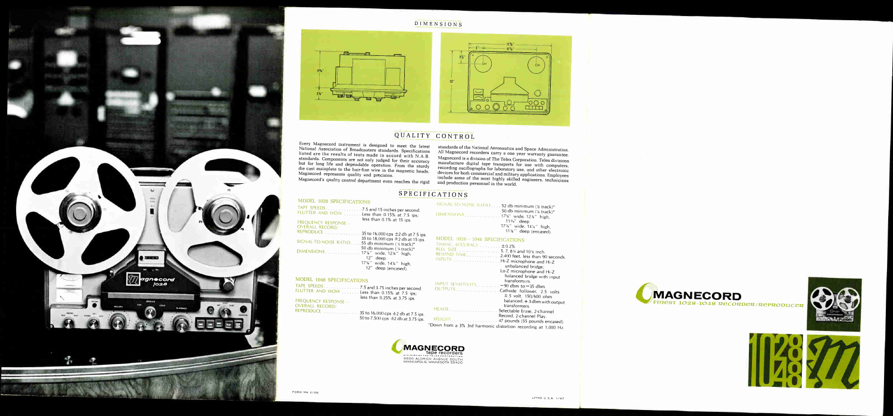## DIMENSIONS

## QUALITY CONTROL

Every Magnecord instrument is designed to meet the latest National Association of Broadcasters standards. Specifications listed are the results of tests made in accord with N.A.B. standards. Components are not only judged for their accuracy but for long life and dependable operation. From the sturdy die cast mainplate to the hair-fine wire in the magnetic heads, Magnecord represents quality and precision.

Magnecord's quality control department even reaches the rigid standards of the National Aeronautics and Space Administration. All Magnecord recorders carry a one year warranty guarantee. Magnecord is a division of The Telex Corporation. Telex divisions manufacture digital tape transports for use with computers, recording oscillographs for laboratory use, and other electronic devices for both commercial and military applications. Employees include some of the most highly skilled engineers, technicians and production personnel in the world.

## SPECIFICATIONS

### MODEL 1028 SPECIFICATIONS

TAPE SPEEDS . . . . . . . . . . . . 7.5 and 15 inches per second.
FLUTTER AND WOW . . . . . . Less than 0.15% at 7.5 ips; less than 0.1% at 15 ips.
FREQUENCY RESPONSE — OVERALL RECORD-REPRODUCE . . . . . . . . . . . 35 to 16,000 cps ±2 db at 7.5 ips. 35 to 18,000 cps ±2 db at 15 ips.
SIGNAL-TO-NOISE RATIO . . . . 55 db minimum (½ track)* 50 db minimum (¼ track)*
DIMENSIONS . . . . . . . . . . . . 17⅞" wide, 12¾" high, 12" deep. 17¾" wide, 14¼" high, 12" deep (encased).

### MODEL 1048 SPECIFICATIONS

TAPE SPEEDS . . . . . . . . . . . . 7.5 and 3.75 inches per second.
FLUTTER AND WOW . . . . . . Less than 0.15% at 7.5 ips; less than 0.25% at 3.75 ips.
FREQUENCY RESPONSE — OVERALL RECORD-REPRODUCE . . . . . . . . . . . 35 to 16,000 cps ±2 db at 7.5 ips. 50 to 7,500 cps ±2 db at 3.75 ips.
SIGNAL-TO-NOISE RATIO . . . . 52 db minimum (½ track)* 50 db minimum (¼ track)*
DIMENSIONS . . . . . . . . . . . . 17⅞" wide, 12¾" high, 11¾" deep. 17¾" wide, 14¼" high, 11¾" deep (encased).

### MODEL 1028 — 1048 SPECIFICATIONS

TIMING ACCURACY . . . . . . . . ±0.2%
REEL SIZE . . . . . . . . . . . . . . 5, 7, 8¼ and 10½ inch.
REWIND TIME . . . . . . . . . . . 2,400 feet, less than 90 seconds.
INPUTS . . . . . . . . . . . . . . . . Hi-Z microphone and Hi-Z unbalanced bridge; Lo-Z microphone and Hi-Z balanced bridge with input transformers.
INPUT SENSITIVITY . . . . . . . . −90 dbm to −35 dbm.
OUTPUTS . . . . . . . . . . . . . . Cathode follower, 2.5 volts ±.5 volt. 150/600 ohm balanced, +3 dbm with output transformers.
HEADS . . . . . . . . . . . . . . . . Selectable Erase, 2-channel Record, 2-channel Play.
WEIGHT . . . . . . . . . . . . . . . 47 pounds (55 pounds encased).

*Down from a 3% 3rd harmonic distortion recording at 1,000 Hz.

**MAGNECORD** tape recorders
DIVISION OF THE TELEX CORPORATION
9600 ALDRICH AVENUE SOUTH
MINNEAPOLIS, MINNESOTA 55420

FORM MA 2106

LITHO U.S.A. 1/67

**MAGNECORD**
FINEST 1028-1048 RECORDER/REPRODUCER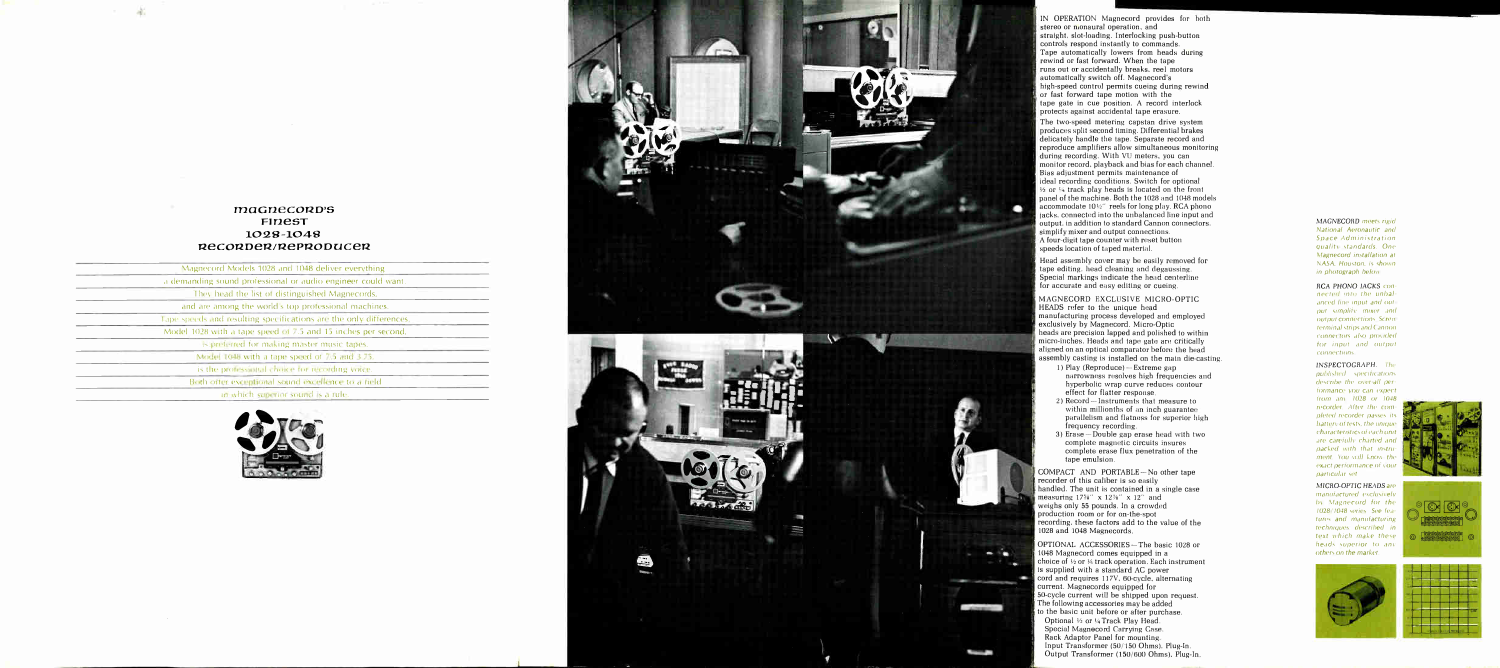# MAGNECORD'S FINEST 1028-1048 RECORDER/REPRODUCER

Magnecord Models 1028 and 1048 deliver everything

a demanding sound professional or audio engineer could want.

They head the list of distinguished Magnecords,

and are among the world's top professional machines.

Tape speeds and resulting specifications are the only differences.

Model 1028 with a tape speed of 7.5 and 15 inches per second,

is preferred for making master music tapes.

Model 1048 with a tape speed of 7.5 and 3.75,

is the professional choice for recording voice.

Both offer exceptional sound excellence to a field

in which superior sound is a rule.

IN OPERATION Magnecord provides for both stereo or nonaural operation, and straight, slot-loading. Interlocking push-button controls respond instantly to commands. Tape automatically lowers from heads during rewind or fast forward. When the tape runs out or accidentally breaks, reel motors automatically switch off. Magnecord's high-speed control permits cueing during rewind or fast forward tape motion with the tape gate in cue position. A record interlock protects against accidental tape erasure.

The two-speed metering capstan drive system produces split second timing. Differential brakes delicately handle the tape. Separate record and reproduce amplifiers allow simultaneous monitoring during recording. With VU meters, you can monitor record, playback and bias for each channel. Bias adjustment permits maintenance of ideal recording conditions. Switch for optional ½ or ¼ track play heads is located on the front panel of the machine. Both the 1028 and 1048 models accommodate 10½" reels for long play. RCA phono jacks, connected into the unbalanced line input and output, in addition to standard Cannon connectors, simplify mixer and output connections.

A four-digit tape counter with reset button speeds location of taped material.

Head assembly cover may be easily removed for tape editing, head cleaning and degaussing. Special markings indicate the head centerline for accurate and easy editing or cueing.

MAGNECORD EXCLUSIVE MICRO-OPTIC HEADS refer to the unique head manufacturing process developed and employed exclusively by Magnecord. Micro-Optic heads are precision lapped and polished to within micro-inches. Heads and tape gate are critically aligned on an optical comparator before the head assembly casting is installed on the main die-casting.

1) Play (Reproduce)—Extreme gap narrowness resolves high frequencies and hyperbolic wrap curve reduces contour effect for flatter response.
2) Record—Instruments that measure to within millionths of an inch guarantee parallelism and flatness for superior high frequency recording.
3) Erase—Double gap erase head with two complete magnetic circuits insures complete erase flux penetration of the tape emulsion.

COMPACT AND PORTABLE—No other tape recorder of this caliber is so easily handled. The unit is contained in a single case measuring 17¾" x 12¾" x 12" and weighs only 55 pounds. In a crowded production room or for on-the-spot recording, these factors add to the value of the 1028 and 1048 Magnecords.

OPTIONAL ACCESSORIES—The basic 1028 or 1048 Magnecord comes equipped in a choice of ½ or ¼ track operation. Each instrument is supplied with a standard AC power cord and requires 117V, 60-cycle, alternating current. Magnecords equipped for 50-cycle current will be shipped upon request. The following accessories may be added to the basic unit before or after purchase.

Optional ½ or ¼ Track Play Head.
Special Magnecord Carrying Case.
Rack Adaptor Panel for mounting.
Input Transformer (50/150 Ohms), Plug-In.
Output Transformer (150/600 Ohms), Plug-In.

*MAGNECORD meets rigid National Aeronautic and Space Administration quality standards. One Magnecord installation at NASA, Houston, is shown in photograph below.*

*RCA PHONO JACKS connected into the unbalanced line input and output simplify mixer and output connections. Screw terminal strips and Cannon connectors also provided for input and output connections.*

*INSPECTOGRAPH. The published specifications describe the over-all performance you can expect from any 1028 or 1048 recorder. After the completed recorder passes its final inspection, the unique characteristics of each unit are carefully charted and packed with that instrument. You will know the exact performance of your particular set.*

*MICRO-OPTIC HEADS are manufactured exclusively by Magnecord for the 1028/1048 series. See features and manufacturing techniques described in text which make these heads superior to any others on the market.*